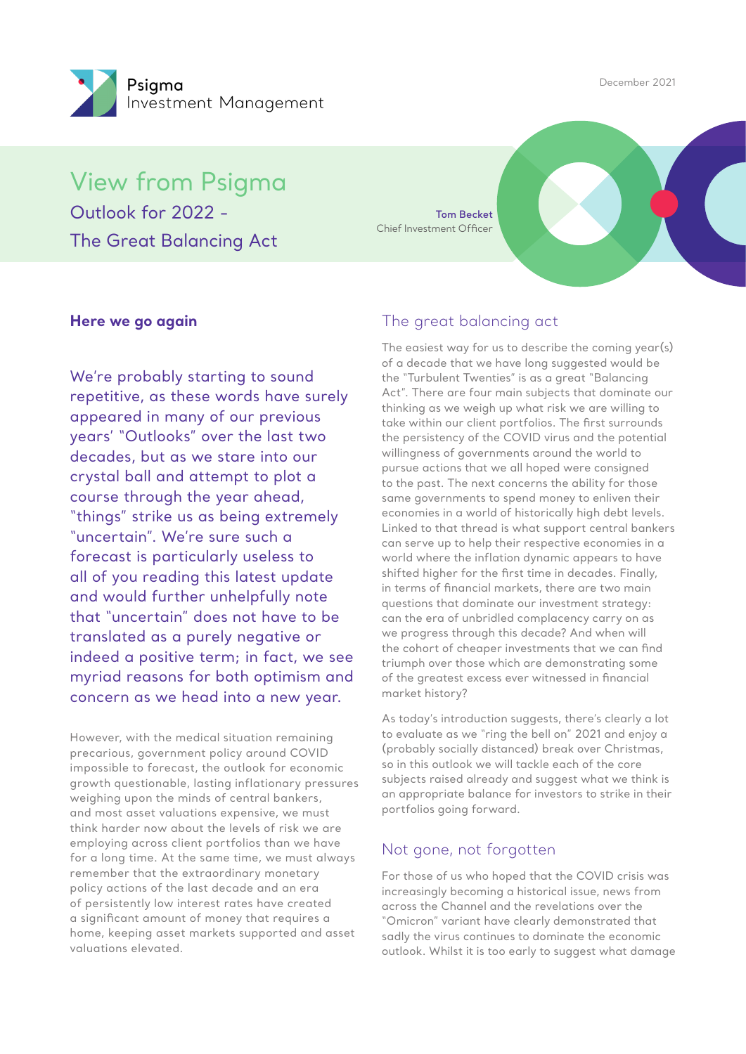Psigma Investment Management

December 2021

# View from Psigma

## Outlook for 2022 – The Great Balancing Act

**Tom Becket**
Chief Investment Officer

### Here we go again

We're probably starting to sound repetitive, as these words have surely appeared in many of our previous years' "Outlooks" over the last two decades, but as we stare into our crystal ball and attempt to plot a course through the year ahead, "things" strike us as being extremely "uncertain". We're sure such a forecast is particularly useless to all of you reading this latest update and would further unhelpfully note that "uncertain" does not have to be translated as a purely negative or indeed a positive term; in fact, we see myriad reasons for both optimism and concern as we head into a new year.

However, with the medical situation remaining precarious, government policy around COVID impossible to forecast, the outlook for economic growth questionable, lasting inflationary pressures weighing upon the minds of central bankers, and most asset valuations expensive, we must think harder now about the levels of risk we are employing across client portfolios than we have for a long time. At the same time, we must always remember that the extraordinary monetary policy actions of the last decade and an era of persistently low interest rates have created a significant amount of money that requires a home, keeping asset markets supported and asset valuations elevated.

### The great balancing act

The easiest way for us to describe the coming year(s) of a decade that we have long suggested would be the "Turbulent Twenties" is as a great "Balancing Act". There are four main subjects that dominate our thinking as we weigh up what risk we are willing to take within our client portfolios. The first surrounds the persistency of the COVID virus and the potential willingness of governments around the world to pursue actions that we all hoped were consigned to the past. The next concerns the ability for those same governments to spend money to enliven their economies in a world of historically high debt levels. Linked to that thread is what support central bankers can serve up to help their respective economies in a world where the inflation dynamic appears to have shifted higher for the first time in decades. Finally, in terms of financial markets, there are two main questions that dominate our investment strategy: can the era of unbridled complacency carry on as we progress through this decade? And when will the cohort of cheaper investments that we can find triumph over those which are demonstrating some of the greatest excess ever witnessed in financial market history?

As today's introduction suggests, there's clearly a lot to evaluate as we "ring the bell on" 2021 and enjoy a (probably socially distanced) break over Christmas, so in this outlook we will tackle each of the core subjects raised already and suggest what we think is an appropriate balance for investors to strike in their portfolios going forward.

### Not gone, not forgotten

For those of us who hoped that the COVID crisis was increasingly becoming a historical issue, news from across the Channel and the revelations over the "Omicron" variant have clearly demonstrated that sadly the virus continues to dominate the economic outlook. Whilst it is too early to suggest what damage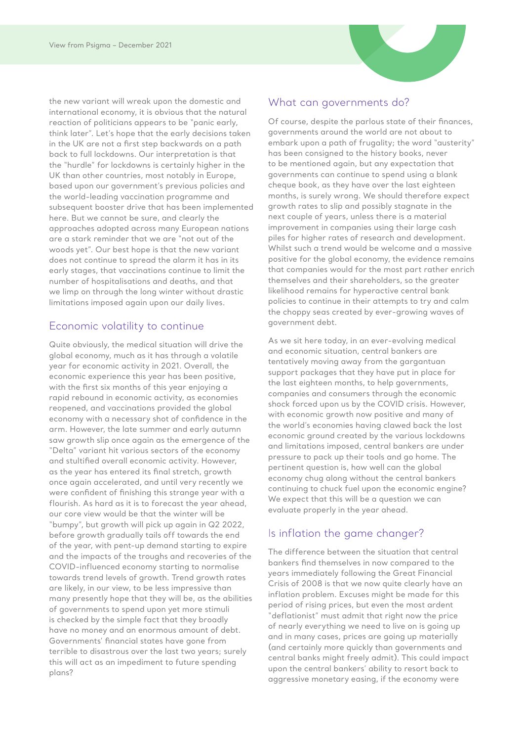the new variant will wreak upon the domestic and international economy, it is obvious that the natural reaction of politicians appears to be "panic early, think later". Let's hope that the early decisions taken in the UK are not a first step backwards on a path back to full lockdowns. Our interpretation is that the "hurdle" for lockdowns is certainly higher in the UK than other countries, most notably in Europe, based upon our government's previous policies and the world-leading vaccination programme and subsequent booster drive that has been implemented here. But we cannot be sure, and clearly the approaches adopted across many European nations are a stark reminder that we are "not out of the woods yet". Our best hope is that the new variant does not continue to spread the alarm it has in its early stages, that vaccinations continue to limit the number of hospitalisations and deaths, and that we limp on through the long winter without drastic limitations imposed again upon our daily lives.

## Economic volatility to continue

Quite obviously, the medical situation will drive the global economy, much as it has through a volatile year for economic activity in 2021. Overall, the economic experience this year has been positive, with the first six months of this year enjoying a rapid rebound in economic activity, as economies reopened, and vaccinations provided the global economy with a necessary shot of confidence in the arm. However, the late summer and early autumn saw growth slip once again as the emergence of the "Delta" variant hit various sectors of the economy and stultified overall economic activity. However, as the year has entered its final stretch, growth once again accelerated, and until very recently we were confident of finishing this strange year with a flourish. As hard as it is to forecast the year ahead, our core view would be that the winter will be "bumpy", but growth will pick up again in Q2 2022, before growth gradually tails off towards the end of the year, with pent-up demand starting to expire and the impacts of the troughs and recoveries of the COVID-influenced economy starting to normalise towards trend levels of growth. Trend growth rates are likely, in our view, to be less impressive than many presently hope that they will be, as the abilities of governments to spend upon yet more stimuli is checked by the simple fact that they broadly have no money and an enormous amount of debt. Governments' financial states have gone from terrible to disastrous over the last two years; surely this will act as an impediment to future spending plans?

## What can governments do?

Of course, despite the parlous state of their finances, governments around the world are not about to embark upon a path of frugality; the word "austerity" has been consigned to the history books, never to be mentioned again, but any expectation that governments can continue to spend using a blank cheque book, as they have over the last eighteen months, is surely wrong. We should therefore expect growth rates to slip and possibly stagnate in the next couple of years, unless there is a material improvement in companies using their large cash piles for higher rates of research and development. Whilst such a trend would be welcome and a massive positive for the global economy, the evidence remains that companies would for the most part rather enrich themselves and their shareholders, so the greater likelihood remains for hyperactive central bank policies to continue in their attempts to try and calm the choppy seas created by ever-growing waves of government debt.

As we sit here today, in an ever-evolving medical and economic situation, central bankers are tentatively moving away from the gargantuan support packages that they have put in place for the last eighteen months, to help governments, companies and consumers through the economic shock forced upon us by the COVID crisis. However, with economic growth now positive and many of the world's economies having clawed back the lost economic ground created by the various lockdowns and limitations imposed, central bankers are under pressure to pack up their tools and go home. The pertinent question is, how well can the global economy chug along without the central bankers continuing to chuck fuel upon the economic engine? We expect that this will be a question we can evaluate properly in the year ahead.

## Is inflation the game changer?

The difference between the situation that central bankers find themselves in now compared to the years immediately following the Great Financial Crisis of 2008 is that we now quite clearly have an inflation problem. Excuses might be made for this period of rising prices, but even the most ardent "deflationist" must admit that right now the price of nearly everything we need to live on is going up and in many cases, prices are going up materially (and certainly more quickly than governments and central banks might freely admit). This could impact upon the central bankers' ability to resort back to aggressive monetary easing, if the economy were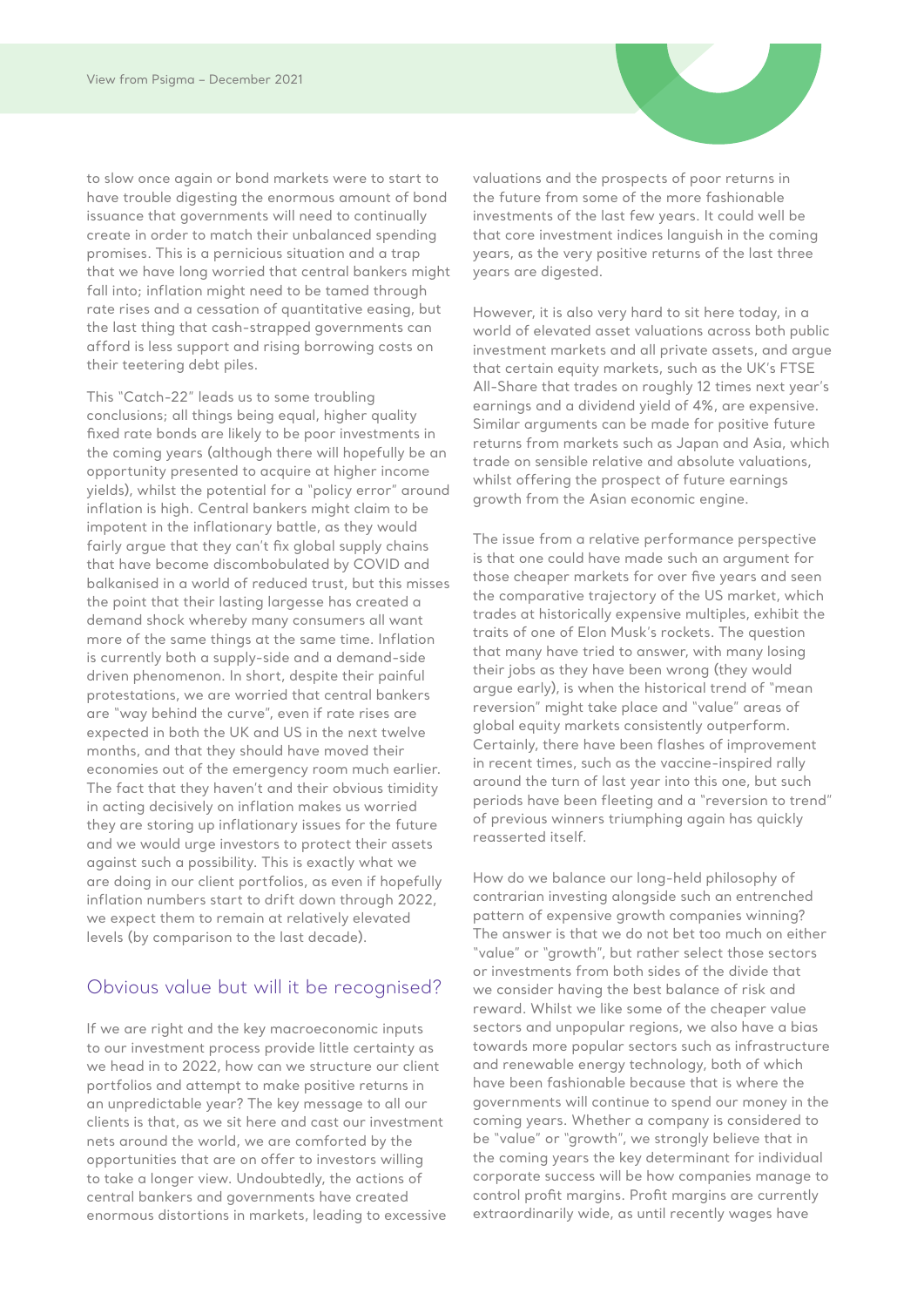to slow once again or bond markets were to start to have trouble digesting the enormous amount of bond issuance that governments will need to continually create in order to match their unbalanced spending promises. This is a pernicious situation and a trap that we have long worried that central bankers might fall into; inflation might need to be tamed through rate rises and a cessation of quantitative easing, but the last thing that cash-strapped governments can afford is less support and rising borrowing costs on their teetering debt piles.

This "Catch-22" leads us to some troubling conclusions; all things being equal, higher quality fixed rate bonds are likely to be poor investments in the coming years (although there will hopefully be an opportunity presented to acquire at higher income yields), whilst the potential for a "policy error" around inflation is high. Central bankers might claim to be impotent in the inflationary battle, as they would fairly argue that they can't fix global supply chains that have become discombobulated by COVID and balkanised in a world of reduced trust, but this misses the point that their lasting largesse has created a demand shock whereby many consumers all want more of the same things at the same time. Inflation is currently both a supply-side and a demand-side driven phenomenon. In short, despite their painful protestations, we are worried that central bankers are "way behind the curve", even if rate rises are expected in both the UK and US in the next twelve months, and that they should have moved their economies out of the emergency room much earlier. The fact that they haven't and their obvious timidity in acting decisively on inflation makes us worried they are storing up inflationary issues for the future and we would urge investors to protect their assets against such a possibility. This is exactly what we are doing in our client portfolios, as even if hopefully inflation numbers start to drift down through 2022, we expect them to remain at relatively elevated levels (by comparison to the last decade).

## Obvious value but will it be recognised?

If we are right and the key macroeconomic inputs to our investment process provide little certainty as we head in to 2022, how can we structure our client portfolios and attempt to make positive returns in an unpredictable year? The key message to all our clients is that, as we sit here and cast our investment nets around the world, we are comforted by the opportunities that are on offer to investors willing to take a longer view. Undoubtedly, the actions of central bankers and governments have created enormous distortions in markets, leading to excessive valuations and the prospects of poor returns in the future from some of the more fashionable investments of the last few years. It could well be that core investment indices languish in the coming years, as the very positive returns of the last three years are digested.

However, it is also very hard to sit here today, in a world of elevated asset valuations across both public investment markets and all private assets, and argue that certain equity markets, such as the UK's FTSE All-Share that trades on roughly 12 times next year's earnings and a dividend yield of 4%, are expensive. Similar arguments can be made for positive future returns from markets such as Japan and Asia, which trade on sensible relative and absolute valuations, whilst offering the prospect of future earnings growth from the Asian economic engine.

The issue from a relative performance perspective is that one could have made such an argument for those cheaper markets for over five years and seen the comparative trajectory of the US market, which trades at historically expensive multiples, exhibit the traits of one of Elon Musk's rockets. The question that many have tried to answer, with many losing their jobs as they have been wrong (they would argue early), is when the historical trend of "mean reversion" might take place and "value" areas of global equity markets consistently outperform. Certainly, there have been flashes of improvement in recent times, such as the vaccine-inspired rally around the turn of last year into this one, but such periods have been fleeting and a "reversion to trend" of previous winners triumphing again has quickly reasserted itself.

How do we balance our long-held philosophy of contrarian investing alongside such an entrenched pattern of expensive growth companies winning? The answer is that we do not bet too much on either "value" or "growth", but rather select those sectors or investments from both sides of the divide that we consider having the best balance of risk and reward. Whilst we like some of the cheaper value sectors and unpopular regions, we also have a bias towards more popular sectors such as infrastructure and renewable energy technology, both of which have been fashionable because that is where the governments will continue to spend our money in the coming years. Whether a company is considered to be "value" or "growth", we strongly believe that in the coming years the key determinant for individual corporate success will be how companies manage to control profit margins. Profit margins are currently extraordinarily wide, as until recently wages have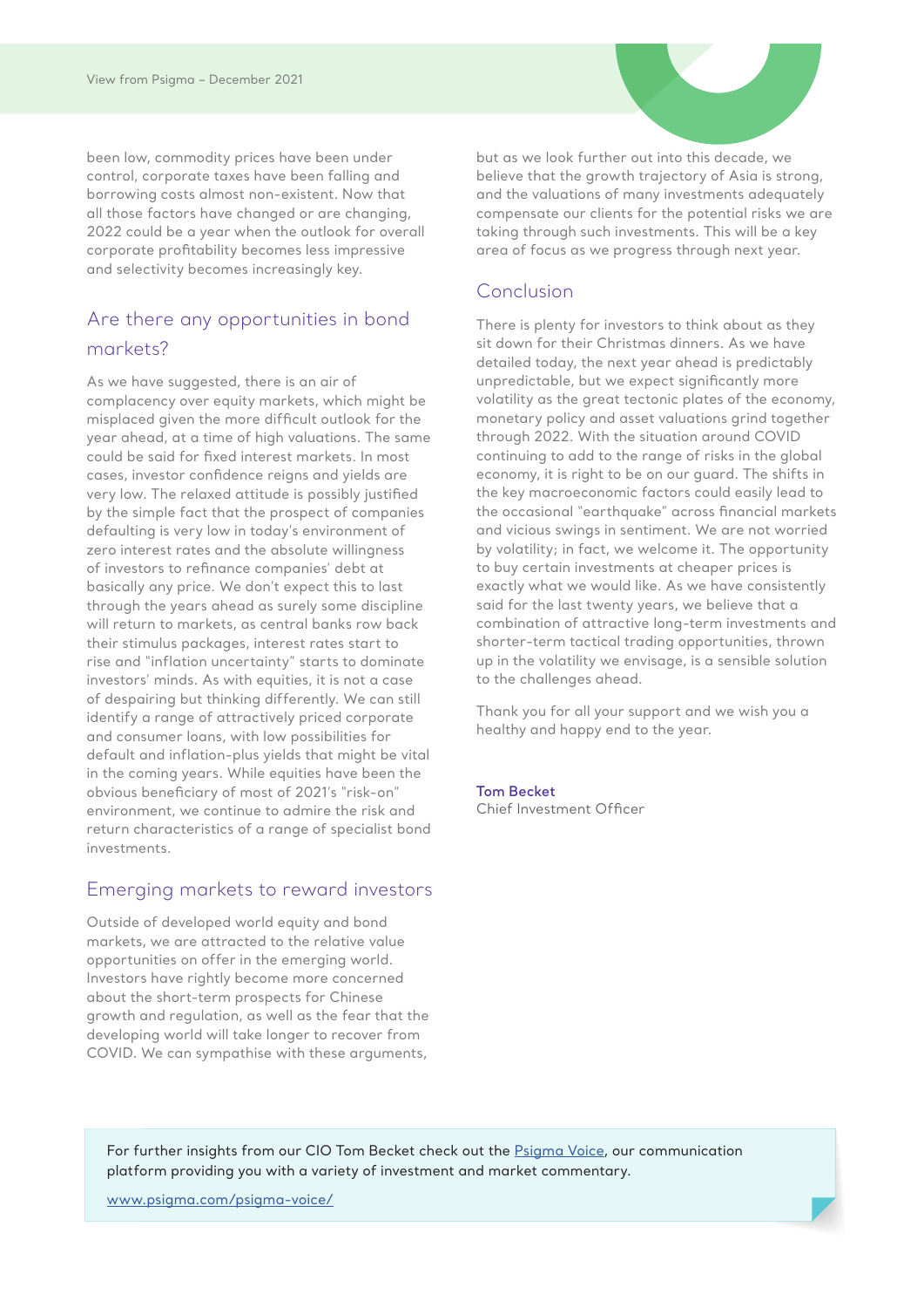been low, commodity prices have been under control, corporate taxes have been falling and borrowing costs almost non-existent. Now that all those factors have changed or are changing, 2022 could be a year when the outlook for overall corporate profitability becomes less impressive and selectivity becomes increasingly key.

## Are there any opportunities in bond markets?

As we have suggested, there is an air of complacency over equity markets, which might be misplaced given the more difficult outlook for the year ahead, at a time of high valuations. The same could be said for fixed interest markets. In most cases, investor confidence reigns and yields are very low. The relaxed attitude is possibly justified by the simple fact that the prospect of companies defaulting is very low in today's environment of zero interest rates and the absolute willingness of investors to refinance companies' debt at basically any price. We don't expect this to last through the years ahead as surely some discipline will return to markets, as central banks row back their stimulus packages, interest rates start to rise and "inflation uncertainty" starts to dominate investors' minds. As with equities, it is not a case of despairing but thinking differently. We can still identify a range of attractively priced corporate and consumer loans, with low possibilities for default and inflation-plus yields that might be vital in the coming years. While equities have been the obvious beneficiary of most of 2021's "risk-on" environment, we continue to admire the risk and return characteristics of a range of specialist bond investments.

## Emerging markets to reward investors

Outside of developed world equity and bond markets, we are attracted to the relative value opportunities on offer in the emerging world. Investors have rightly become more concerned about the short-term prospects for Chinese growth and regulation, as well as the fear that the developing world will take longer to recover from COVID. We can sympathise with these arguments, but as we look further out into this decade, we believe that the growth trajectory of Asia is strong, and the valuations of many investments adequately compensate our clients for the potential risks we are taking through such investments. This will be a key area of focus as we progress through next year.

## Conclusion

There is plenty for investors to think about as they sit down for their Christmas dinners. As we have detailed today, the next year ahead is predictably unpredictable, but we expect significantly more volatility as the great tectonic plates of the economy, monetary policy and asset valuations grind together through 2022. With the situation around COVID continuing to add to the range of risks in the global economy, it is right to be on our guard. The shifts in the key macroeconomic factors could easily lead to the occasional "earthquake" across financial markets and vicious swings in sentiment. We are not worried by volatility; in fact, we welcome it. The opportunity to buy certain investments at cheaper prices is exactly what we would like. As we have consistently said for the last twenty years, we believe that a combination of attractive long-term investments and shorter-term tactical trading opportunities, thrown up in the volatility we envisage, is a sensible solution to the challenges ahead.

Thank you for all your support and we wish you a healthy and happy end to the year.

**Tom Becket**
Chief Investment Officer

For further insights from our CIO Tom Becket check out the [Psigma Voice](www.psigma.com/psigma-voice/), our communication platform providing you with a variety of investment and market commentary.

[www.psigma.com/psigma-voice/](www.psigma.com/psigma-voice/)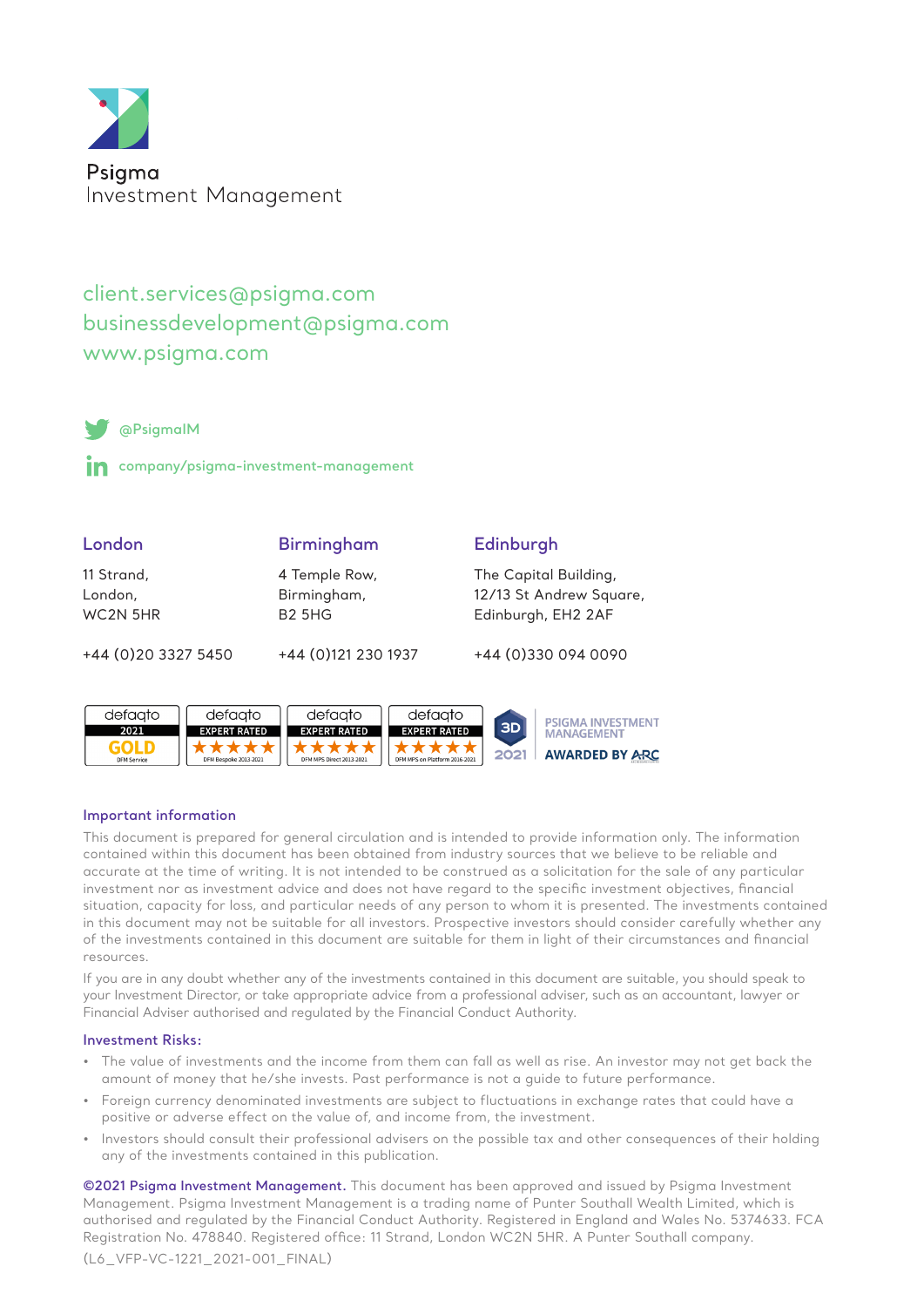Psigma
Investment Management

client.services@psigma.com
businessdevelopment@psigma.com
www.psigma.com

@PsigmaIM

company/psigma-investment-management

### London

11 Strand,
London,
WC2N 5HR

+44 (0)20 3327 5450

### Birmingham

4 Temple Row,
Birmingham,
B2 5HG

+44 (0)121 230 1937

### Edinburgh

The Capital Building,
12/13 St Andrew Square,
Edinburgh, EH2 2AF

+44 (0)330 094 0090

defaqto 2021 GOLD DFM Service

defaqto EXPERT RATED ★★★★★ DFM Bespoke 2013-2021

defaqto EXPERT RATED ★★★★★ DFM MPS Direct 2013-2021

defaqto EXPERT RATED ★★★★★ DFM MPS on Platform 2016-2021

3D 2021 PSIGMA INVESTMENT MANAGEMENT AWARDED BY ARC

### Important information

This document is prepared for general circulation and is intended to provide information only. The information contained within this document has been obtained from industry sources that we believe to be reliable and accurate at the time of writing. It is not intended to be construed as a solicitation for the sale of any particular investment nor as investment advice and does not have regard to the specific investment objectives, financial situation, capacity for loss, and particular needs of any person to whom it is presented. The investments contained in this document may not be suitable for all investors. Prospective investors should consider carefully whether any of the investments contained in this document are suitable for them in light of their circumstances and financial resources.

If you are in any doubt whether any of the investments contained in this document are suitable, you should speak to your Investment Director, or take appropriate advice from a professional adviser, such as an accountant, lawyer or Financial Adviser authorised and regulated by the Financial Conduct Authority.

### Investment Risks:

- The value of investments and the income from them can fall as well as rise. An investor may not get back the amount of money that he/she invests. Past performance is not a guide to future performance.
- Foreign currency denominated investments are subject to fluctuations in exchange rates that could have a positive or adverse effect on the value of, and income from, the investment.
- Investors should consult their professional advisers on the possible tax and other consequences of their holding any of the investments contained in this publication.

**©2021 Psigma Investment Management.** This document has been approved and issued by Psigma Investment Management. Psigma Investment Management is a trading name of Punter Southall Wealth Limited, which is authorised and regulated by the Financial Conduct Authority. Registered in England and Wales No. 5374633. FCA Registration No. 478840. Registered office: 11 Strand, London WC2N 5HR. A Punter Southall company.

(L6_VFP-VC-1221_2021-001_FINAL)